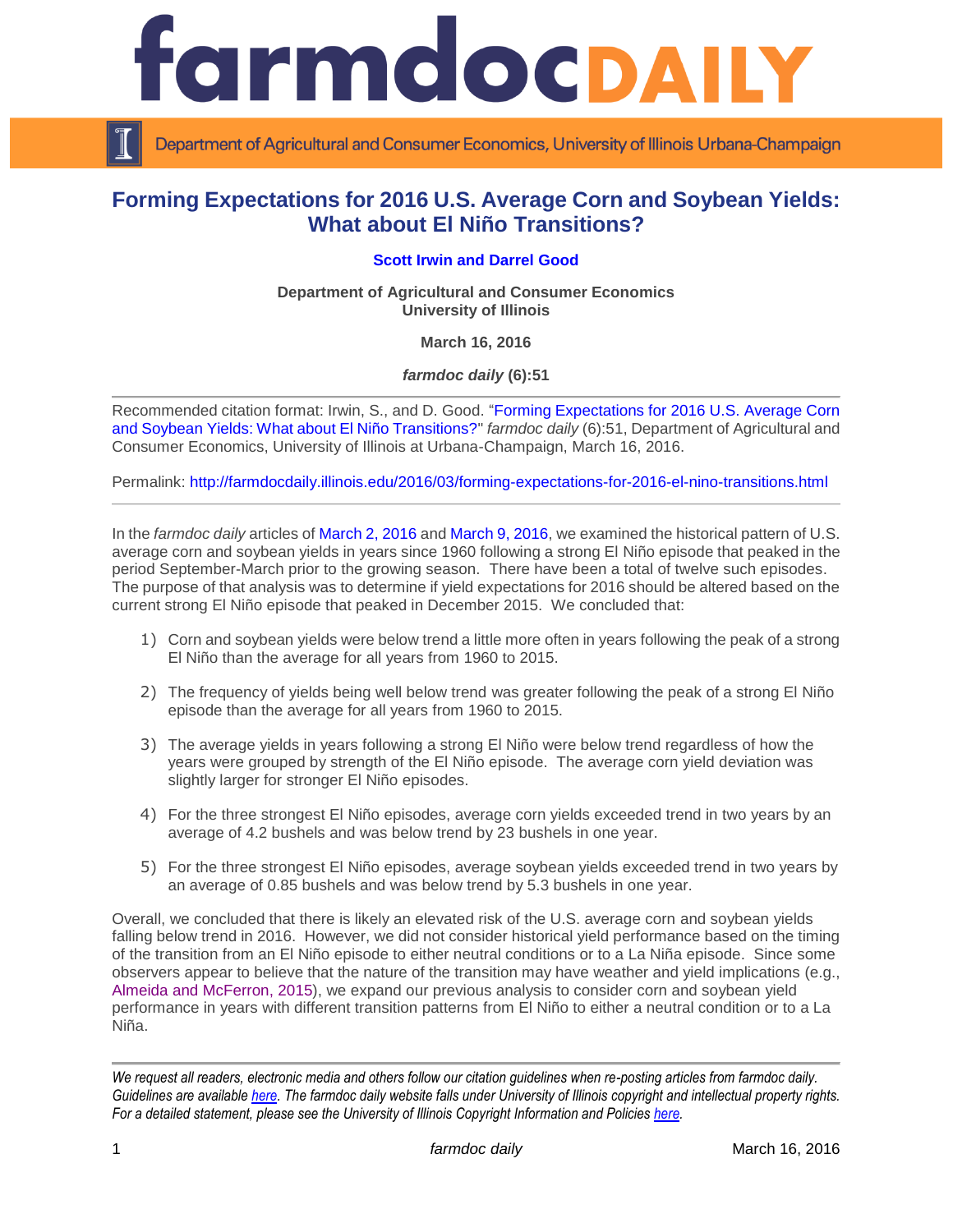# Forming Expectations for 2016 U.S. Average Corn and Soybean Yields: What about El Niño Transitions?

**Scott Irwin and Darrel Good**

**Department of Agricultural and Consumer Economics**
**University of Illinois**

**March 16, 2016**

***farmdoc daily* (6):51**

Recommended citation format: Irwin, S., and D. Good. "Forming Expectations for 2016 U.S. Average Corn and Soybean Yields: What about El Niño Transitions?" *farmdoc daily* (6):51, Department of Agricultural and Consumer Economics, University of Illinois at Urbana-Champaign, March 16, 2016.

Permalink: http://farmdocdaily.illinois.edu/2016/03/forming-expectations-for-2016-el-nino-transitions.html

---

In the *farmdoc daily* articles of March 2, 2016 and March 9, 2016, we examined the historical pattern of U.S. average corn and soybean yields in years since 1960 following a strong El Niño episode that peaked in the period September-March prior to the growing season. There have been a total of twelve such episodes. The purpose of that analysis was to determine if yield expectations for 2016 should be altered based on the current strong El Niño episode that peaked in December 2015. We concluded that:

1) Corn and soybean yields were below trend a little more often in years following the peak of a strong El Niño than the average for all years from 1960 to 2015.

2) The frequency of yields being well below trend was greater following the peak of a strong El Niño episode than the average for all years from 1960 to 2015.

3) The average yields in years following a strong El Niño were below trend regardless of how the years were grouped by strength of the El Niño episode. The average corn yield deviation was slightly larger for stronger El Niño episodes.

4) For the three strongest El Niño episodes, average corn yields exceeded trend in two years by an average of 4.2 bushels and was below trend by 23 bushels in one year.

5) For the three strongest El Niño episodes, average soybean yields exceeded trend in two years by an average of 0.85 bushels and was below trend by 5.3 bushels in one year.

Overall, we concluded that there is likely an elevated risk of the U.S. average corn and soybean yields falling below trend in 2016. However, we did not consider historical yield performance based on the timing of the transition from an El Niño episode to either neutral conditions or to a La Niña episode. Since some observers appear to believe that the nature of the transition may have weather and yield implications (e.g., Almeida and McFerron, 2015), we expand our previous analysis to consider corn and soybean yield performance in years with different transition patterns from El Niño to either a neutral condition or to a La Niña.

---

*We request all readers, electronic media and others follow our citation guidelines when re-posting articles from farmdoc daily. Guidelines are available here. The farmdoc daily website falls under University of Illinois copyright and intellectual property rights. For a detailed statement, please see the University of Illinois Copyright Information and Policies here.*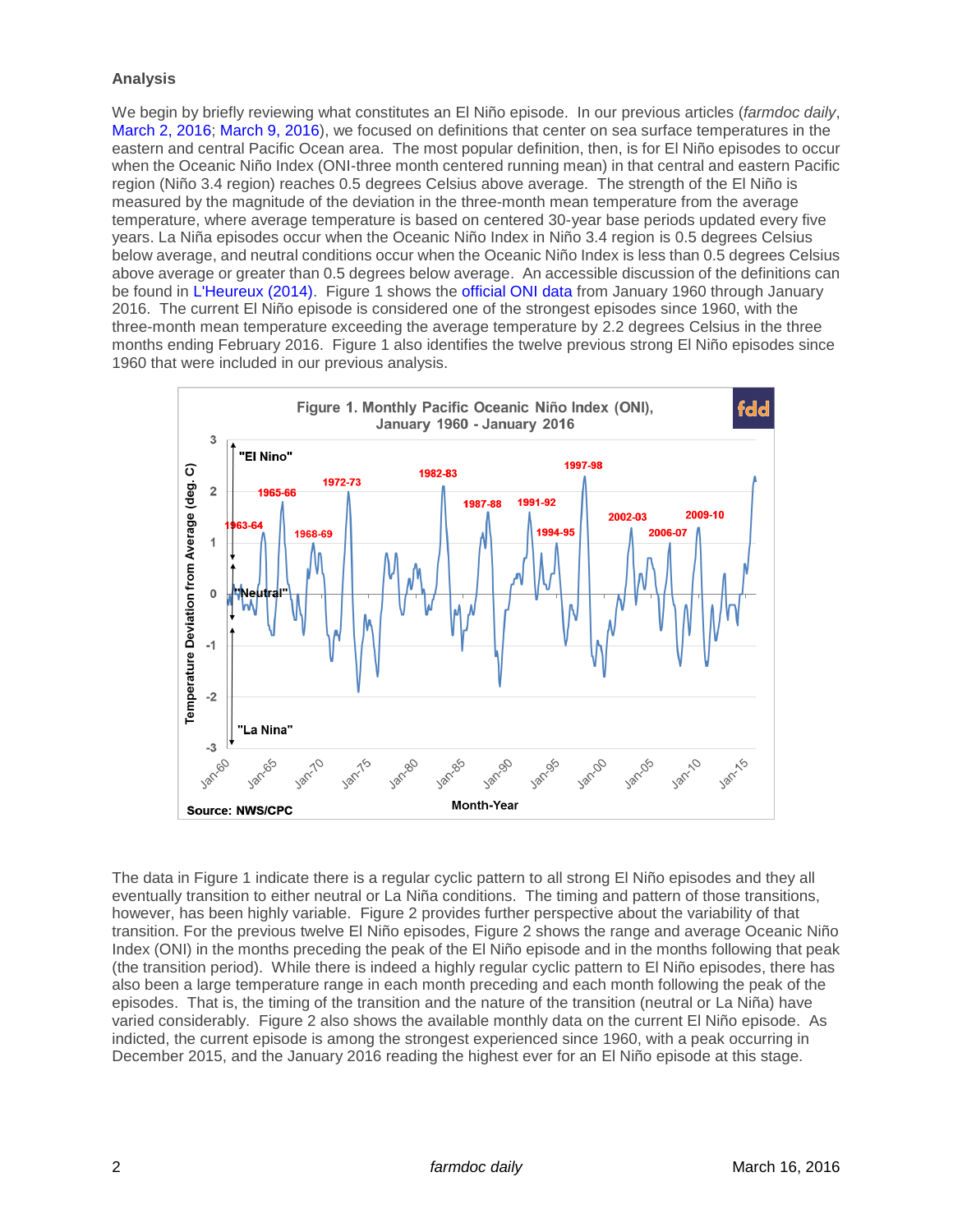**Analysis**

We begin by briefly reviewing what constitutes an El Niño episode. In our previous articles (*farmdoc daily*, March 2, 2016; March 9, 2016), we focused on definitions that center on sea surface temperatures in the eastern and central Pacific Ocean area. The most popular definition, then, is for El Niño episodes to occur when the Oceanic Niño Index (ONI-three month centered running mean) in that central and eastern Pacific region (Niño 3.4 region) reaches 0.5 degrees Celsius above average. The strength of the El Niño is measured by the magnitude of the deviation in the three-month mean temperature from the average temperature, where average temperature is based on centered 30-year base periods updated every five years. La Niña episodes occur when the Oceanic Niño Index in Niño 3.4 region is 0.5 degrees Celsius below average, and neutral conditions occur when the Oceanic Niño Index is less than 0.5 degrees Celsius above average or greater than 0.5 degrees below average. An accessible discussion of the definitions can be found in L'Heureux (2014). Figure 1 shows the official ONI data from January 1960 through January 2016. The current El Niño episode is considered one of the strongest episodes since 1960, with the three-month mean temperature exceeding the average temperature by 2.2 degrees Celsius in the three months ending February 2016. Figure 1 also identifies the twelve previous strong El Niño episodes since 1960 that were included in our previous analysis.

Figure 1. Monthly Pacific Oceanic Niño Index (ONI), January 1960 - January 2016

Source: NWS/CPC

The data in Figure 1 indicate there is a regular cyclic pattern to all strong El Niño episodes and they all eventually transition to either neutral or La Niña conditions. The timing and pattern of those transitions, however, has been highly variable. Figure 2 provides further perspective about the variability of that transition. For the previous twelve El Niño episodes, Figure 2 shows the range and average Oceanic Niño Index (ONI) in the months preceding the peak of the El Niño episode and in the months following that peak (the transition period). While there is indeed a highly regular cyclic pattern to El Niño episodes, there has also been a large temperature range in each month preceding and each month following the peak of the episodes. That is, the timing of the transition and the nature of the transition (neutral or La Niña) have varied considerably. Figure 2 also shows the available monthly data on the current El Niño episode. As indicted, the current episode is among the strongest experienced since 1960, with a peak occurring in December 2015, and the January 2016 reading the highest ever for an El Niño episode at this stage.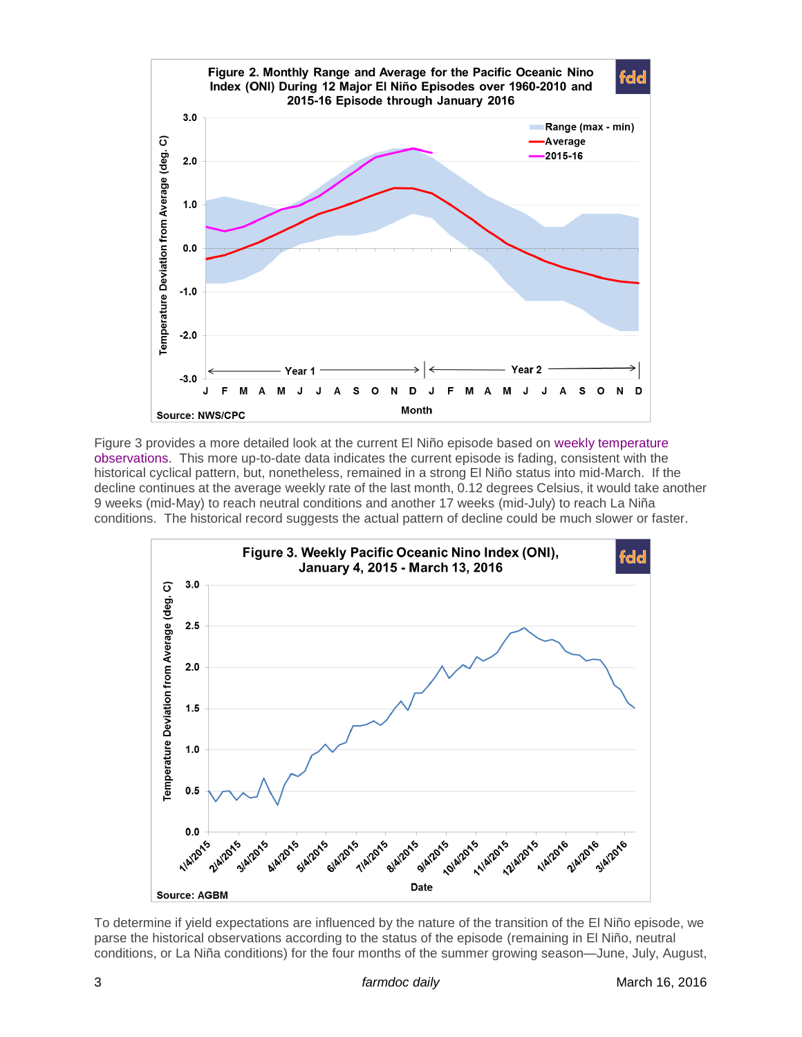Figure 2. Monthly Range and Average for the Pacific Oceanic Nino Index (ONI) During 12 Major El Niño Episodes over 1960-2010 and 2015-16 Episode through January 2016

Source: NWS/CPC

Figure 3 provides a more detailed look at the current El Niño episode based on weekly temperature observations. This more up-to-date data indicates the current episode is fading, consistent with the historical cyclical pattern, but, nonetheless, remained in a strong El Niño status into mid-March. If the decline continues at the average weekly rate of the last month, 0.12 degrees Celsius, it would take another 9 weeks (mid-May) to reach neutral conditions and another 17 weeks (mid-July) to reach La Niña conditions. The historical record suggests the actual pattern of decline could be much slower or faster.

Figure 3. Weekly Pacific Oceanic Nino Index (ONI), January 4, 2015 - March 13, 2016

Source: AGBM

To determine if yield expectations are influenced by the nature of the transition of the El Niño episode, we parse the historical observations according to the status of the episode (remaining in El Niño, neutral conditions, or La Niña conditions) for the four months of the summer growing season—June, July, August,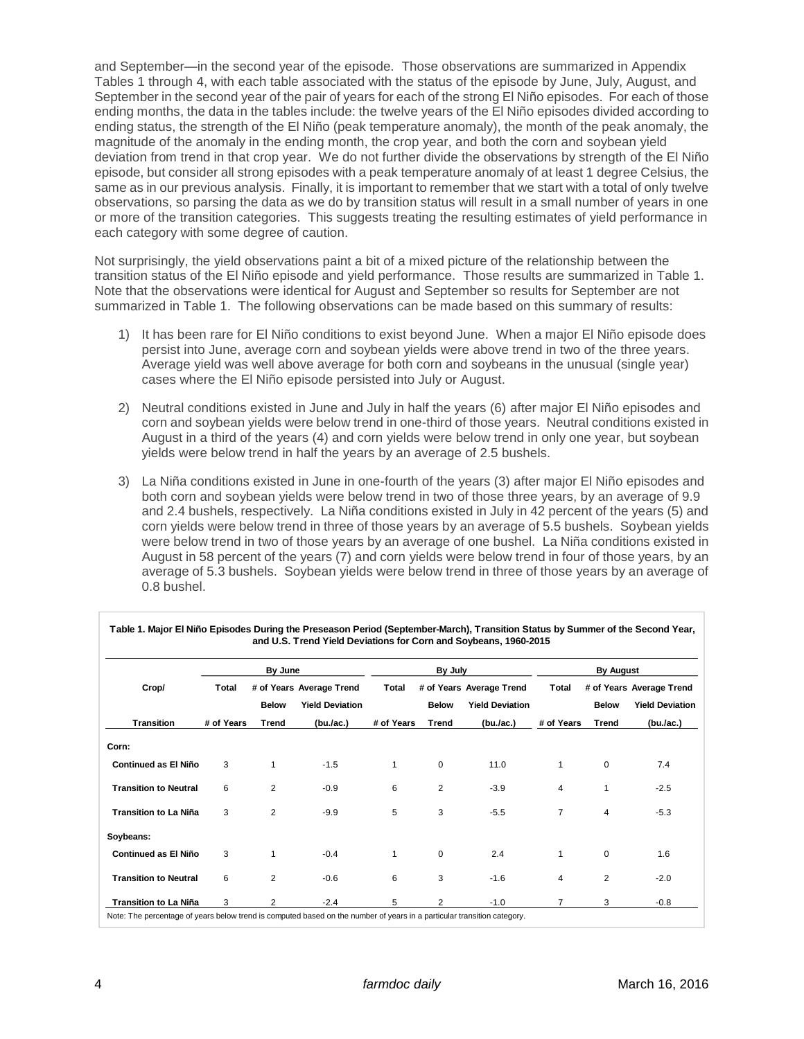and September—in the second year of the episode. Those observations are summarized in Appendix Tables 1 through 4, with each table associated with the status of the episode by June, July, August, and September in the second year of the pair of years for each of the strong El Niño episodes. For each of those ending months, the data in the tables include: the twelve years of the El Niño episodes divided according to ending status, the strength of the El Niño (peak temperature anomaly), the month of the peak anomaly, the magnitude of the anomaly in the ending month, the crop year, and both the corn and soybean yield deviation from trend in that crop year. We do not further divide the observations by strength of the El Niño episode, but consider all strong episodes with a peak temperature anomaly of at least 1 degree Celsius, the same as in our previous analysis. Finally, it is important to remember that we start with a total of only twelve observations, so parsing the data as we do by transition status will result in a small number of years in one or more of the transition categories. This suggests treating the resulting estimates of yield performance in each category with some degree of caution.

Not surprisingly, the yield observations paint a bit of a mixed picture of the relationship between the transition status of the El Niño episode and yield performance. Those results are summarized in Table 1. Note that the observations were identical for August and September so results for September are not summarized in Table 1. The following observations can be made based on this summary of results:

1) It has been rare for El Niño conditions to exist beyond June. When a major El Niño episode does persist into June, average corn and soybean yields were above trend in two of the three years. Average yield was well above average for both corn and soybeans in the unusual (single year) cases where the El Niño episode persisted into July or August.

2) Neutral conditions existed in June and July in half the years (6) after major El Niño episodes and corn and soybean yields were below trend in one-third of those years. Neutral conditions existed in August in a third of the years (4) and corn yields were below trend in only one year, but soybean yields were below trend in half the years by an average of 2.5 bushels.

3) La Niña conditions existed in June in one-fourth of the years (3) after major El Niño episodes and both corn and soybean yields were below trend in two of those three years, by an average of 9.9 and 2.4 bushels, respectively. La Niña conditions existed in July in 42 percent of the years (5) and corn yields were below trend in three of those years by an average of 5.5 bushels. Soybean yields were below trend in two of those years by an average of one bushel. La Niña conditions existed in August in 58 percent of the years (7) and corn yields were below trend in four of those years, by an average of 5.3 bushels. Soybean yields were below trend in three of those years by an average of 0.8 bushel.

**Table 1. Major El Niño Episodes During the Preseason Period (September-March), Transition Status by Summer of the Second Year, and U.S. Trend Yield Deviations for Corn and Soybeans, 1960-2015**

| Crop/ | By June | | | By July | | | By August | | |
|---|---|---|---|---|---|---|---|---|---|
| Transition | Total # of Years | # of Years Below Trend | Average Trend Yield Deviation (bu./ac.) | Total # of Years | # of Years Below Trend | Average Trend Yield Deviation (bu./ac.) | Total # of Years | # of Years Below Trend | Average Trend Yield Deviation (bu./ac.) |
| **Corn:** | | | | | | | | | |
| **Continued as El Niño** | 3 | 1 | -1.5 | 1 | 0 | 11.0 | 1 | 0 | 7.4 |
| **Transition to Neutral** | 6 | 2 | -0.9 | 6 | 2 | -3.9 | 4 | 1 | -2.5 |
| **Transition to La Niña** | 3 | 2 | -9.9 | 5 | 3 | -5.5 | 7 | 4 | -5.3 |
| **Soybeans:** | | | | | | | | | |
| **Continued as El Niño** | 3 | 1 | -0.4 | 1 | 0 | 2.4 | 1 | 0 | 1.6 |
| **Transition to Neutral** | 6 | 2 | -0.6 | 6 | 3 | -1.6 | 4 | 2 | -2.0 |
| **Transition to La Niña** | 3 | 2 | -2.4 | 5 | 2 | -1.0 | 7 | 3 | -0.8 |

Note: The percentage of years below trend is computed based on the number of years in a particular transition category.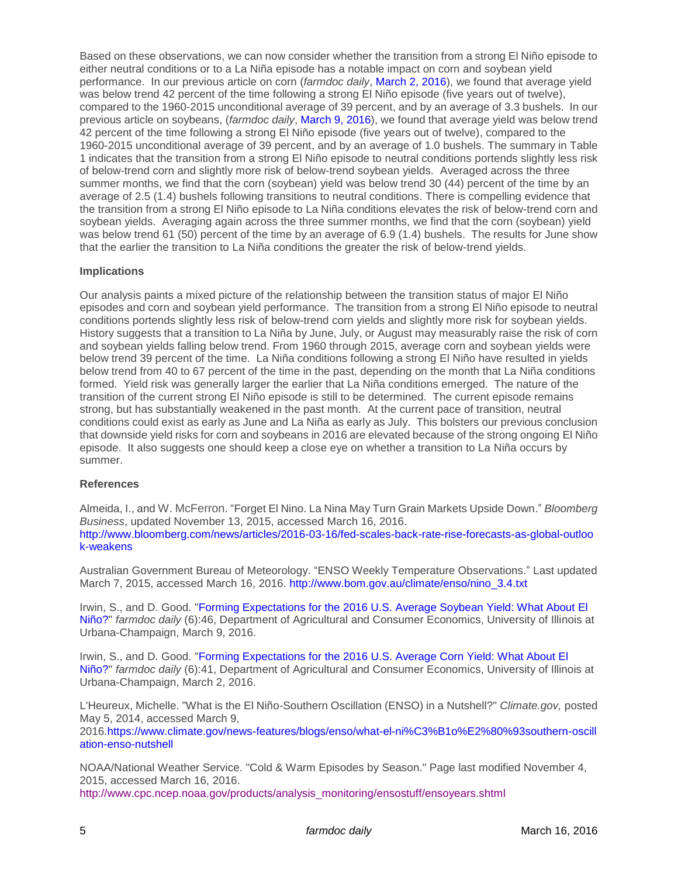Based on these observations, we can now consider whether the transition from a strong El Niño episode to either neutral conditions or to a La Niña episode has a notable impact on corn and soybean yield performance. In our previous article on corn (*farmdoc daily*, March 2, 2016), we found that average yield was below trend 42 percent of the time following a strong El Niño episode (five years out of twelve), compared to the 1960-2015 unconditional average of 39 percent, and by an average of 3.3 bushels. In our previous article on soybeans, (*farmdoc daily*, March 9, 2016), we found that average yield was below trend 42 percent of the time following a strong El Niño episode (five years out of twelve), compared to the 1960-2015 unconditional average of 39 percent, and by an average of 1.0 bushels. The summary in Table 1 indicates that the transition from a strong El Niño episode to neutral conditions portends slightly less risk of below-trend corn and slightly more risk of below-trend soybean yields. Averaged across the three summer months, we find that the corn (soybean) yield was below trend 30 (44) percent of the time by an average of 2.5 (1.4) bushels following transitions to neutral conditions. There is compelling evidence that the transition from a strong El Niño episode to La Niña conditions elevates the risk of below-trend corn and soybean yields. Averaging again across the three summer months, we find that the corn (soybean) yield was below trend 61 (50) percent of the time by an average of 6.9 (1.4) bushels. The results for June show that the earlier the transition to La Niña conditions the greater the risk of below-trend yields.

### Implications

Our analysis paints a mixed picture of the relationship between the transition status of major El Niño episodes and corn and soybean yield performance. The transition from a strong El Niño episode to neutral conditions portends slightly less risk of below-trend corn yields and slightly more risk for soybean yields. History suggests that a transition to La Niña by June, July, or August may measurably raise the risk of corn and soybean yields falling below trend. From 1960 through 2015, average corn and soybean yields were below trend 39 percent of the time. La Niña conditions following a strong El Niño have resulted in yields below trend from 40 to 67 percent of the time in the past, depending on the month that La Niña conditions formed. Yield risk was generally larger the earlier that La Niña conditions emerged. The nature of the transition of the current strong El Niño episode is still to be determined. The current episode remains strong, but has substantially weakened in the past month. At the current pace of transition, neutral conditions could exist as early as June and La Niña as early as July. This bolsters our previous conclusion that downside yield risks for corn and soybeans in 2016 are elevated because of the strong ongoing El Niño episode. It also suggests one should keep a close eye on whether a transition to La Niña occurs by summer.

### References

Almeida, I., and W. McFerron. "Forget El Nino. La Nina May Turn Grain Markets Upside Down." *Bloomberg Business*, updated November 13, 2015, accessed March 16, 2016. http://www.bloomberg.com/news/articles/2016-03-16/fed-scales-back-rate-rise-forecasts-as-global-outlook-weakens

Australian Government Bureau of Meteorology. "ENSO Weekly Temperature Observations." Last updated March 7, 2015, accessed March 16, 2016. http://www.bom.gov.au/climate/enso/nino_3.4.txt

Irwin, S., and D. Good. "Forming Expectations for the 2016 U.S. Average Soybean Yield: What About El Niño?" *farmdoc daily* (6):46, Department of Agricultural and Consumer Economics, University of Illinois at Urbana-Champaign, March 9, 2016.

Irwin, S., and D. Good. "Forming Expectations for the 2016 U.S. Average Corn Yield: What About El Niño?" *farmdoc daily* (6):41, Department of Agricultural and Consumer Economics, University of Illinois at Urbana-Champaign, March 2, 2016.

L'Heureux, Michelle. "What is the El Niño-Southern Oscillation (ENSO) in a Nutshell?" *Climate.gov,* posted May 5, 2014, accessed March 9, 2016.https://www.climate.gov/news-features/blogs/enso/what-el-ni%C3%B1o%E2%80%93southern-oscillation-enso-nutshell

NOAA/National Weather Service. "Cold & Warm Episodes by Season." Page last modified November 4, 2015, accessed March 16, 2016. http://www.cpc.ncep.noaa.gov/products/analysis_monitoring/ensostuff/ensoyears.shtml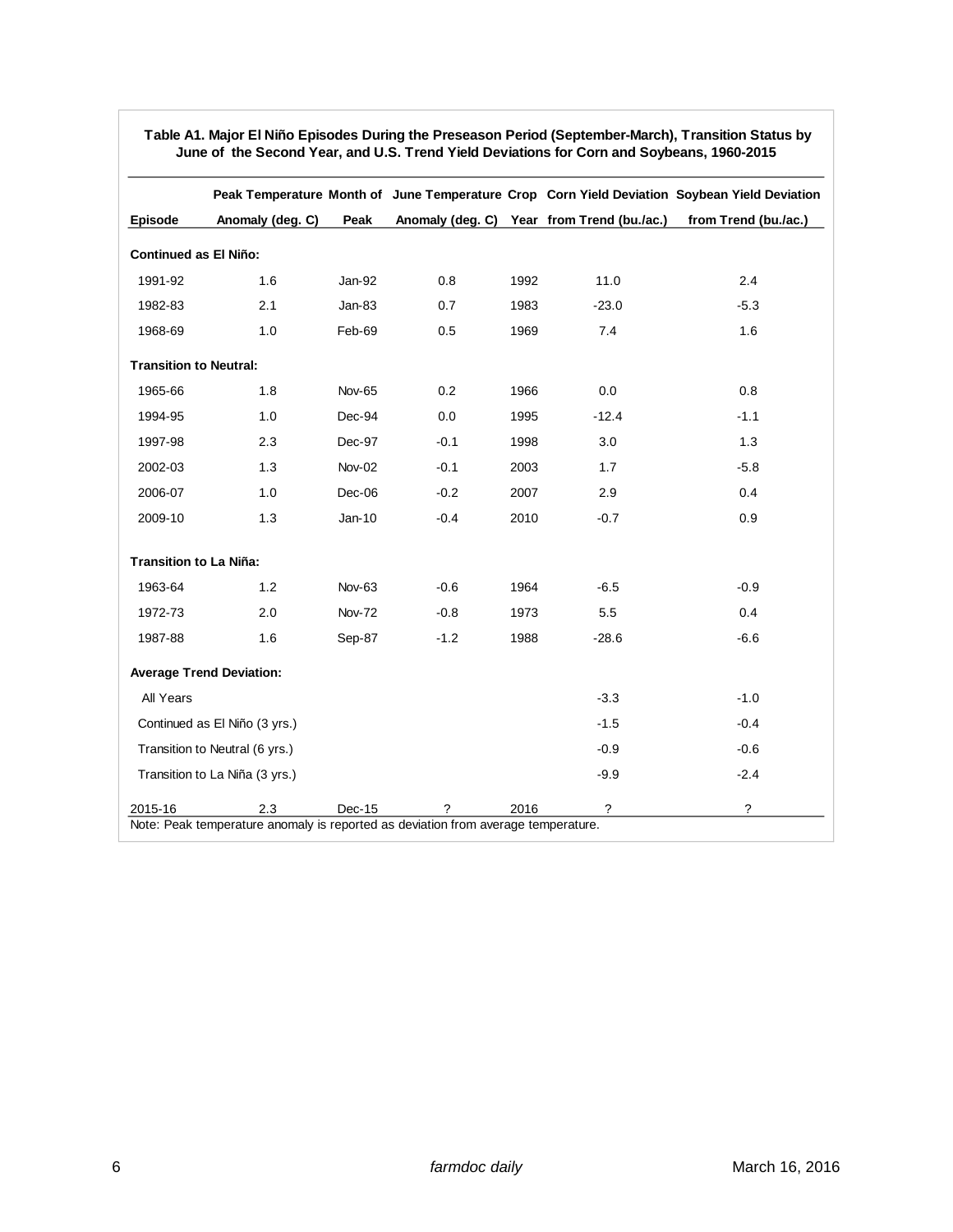**Table A1. Major El Niño Episodes During the Preseason Period (September-March), Transition Status by June of the Second Year, and U.S. Trend Yield Deviations for Corn and Soybeans, 1960-2015**

| Episode | Peak Temperature Anomaly (deg. C) | Month of Peak | June Temperature Anomaly (deg. C) | Crop Year | Corn Yield Deviation from Trend (bu./ac.) | Soybean Yield Deviation from Trend (bu./ac.) |
|---|---|---|---|---|---|---|
| **Continued as El Niño:** | | | | | | |
| 1991-92 | 1.6 | Jan-92 | 0.8 | 1992 | 11.0 | 2.4 |
| 1982-83 | 2.1 | Jan-83 | 0.7 | 1983 | -23.0 | -5.3 |
| 1968-69 | 1.0 | Feb-69 | 0.5 | 1969 | 7.4 | 1.6 |
| **Transition to Neutral:** | | | | | | |
| 1965-66 | 1.8 | Nov-65 | 0.2 | 1966 | 0.0 | 0.8 |
| 1994-95 | 1.0 | Dec-94 | 0.0 | 1995 | -12.4 | -1.1 |
| 1997-98 | 2.3 | Dec-97 | -0.1 | 1998 | 3.0 | 1.3 |
| 2002-03 | 1.3 | Nov-02 | -0.1 | 2003 | 1.7 | -5.8 |
| 2006-07 | 1.0 | Dec-06 | -0.2 | 2007 | 2.9 | 0.4 |
| 2009-10 | 1.3 | Jan-10 | -0.4 | 2010 | -0.7 | 0.9 |
| **Transition to La Niña:** | | | | | | |
| 1963-64 | 1.2 | Nov-63 | -0.6 | 1964 | -6.5 | -0.9 |
| 1972-73 | 2.0 | Nov-72 | -0.8 | 1973 | 5.5 | 0.4 |
| 1987-88 | 1.6 | Sep-87 | -1.2 | 1988 | -28.6 | -6.6 |
| **Average Trend Deviation:** | | | | | | |
| All Years | | | | | -3.3 | -1.0 |
| Continued as El Niño (3 yrs.) | | | | | -1.5 | -0.4 |
| Transition to Neutral (6 yrs.) | | | | | -0.9 | -0.6 |
| Transition to La Niña (3 yrs.) | | | | | -9.9 | -2.4 |
| 2015-16 | 2.3 | Dec-15 | ? | 2016 | ? | ? |

Note: Peak temperature anomaly is reported as deviation from average temperature.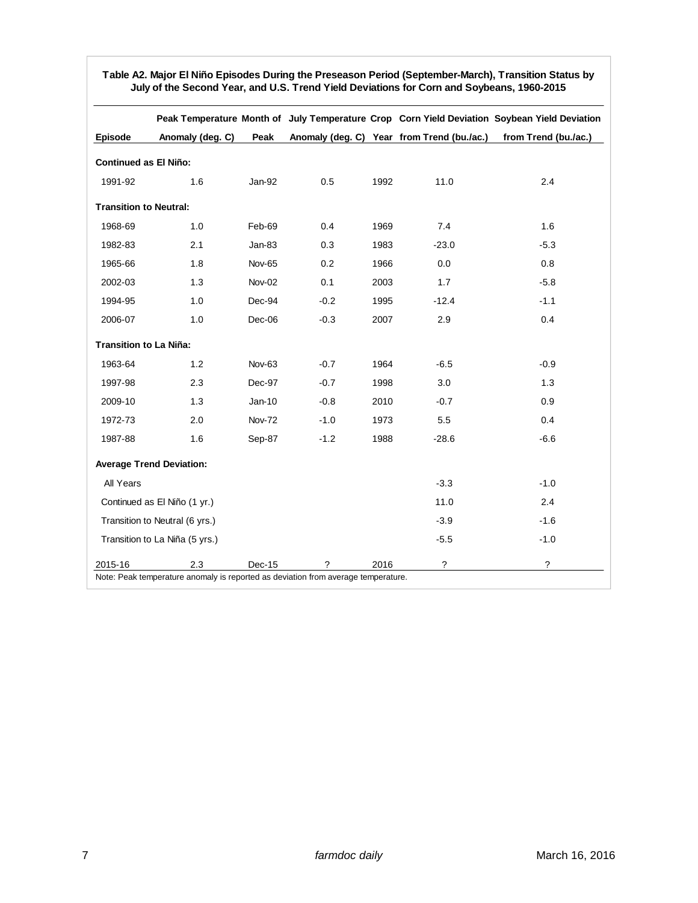**Table A2. Major El Niño Episodes During the Preseason Period (September-March), Transition Status by July of the Second Year, and U.S. Trend Yield Deviations for Corn and Soybeans, 1960-2015**

| Episode | Peak Temperature Anomaly (deg. C) | Month of Peak | July Temperature Anomaly (deg. C) | Crop Year | Corn Yield Deviation from Trend (bu./ac.) | Soybean Yield Deviation from Trend (bu./ac.) |
|---|---|---|---|---|---|---|
| **Continued as El Niño:** | | | | | | |
| 1991-92 | 1.6 | Jan-92 | 0.5 | 1992 | 11.0 | 2.4 |
| **Transition to Neutral:** | | | | | | |
| 1968-69 | 1.0 | Feb-69 | 0.4 | 1969 | 7.4 | 1.6 |
| 1982-83 | 2.1 | Jan-83 | 0.3 | 1983 | -23.0 | -5.3 |
| 1965-66 | 1.8 | Nov-65 | 0.2 | 1966 | 0.0 | 0.8 |
| 2002-03 | 1.3 | Nov-02 | 0.1 | 2003 | 1.7 | -5.8 |
| 1994-95 | 1.0 | Dec-94 | -0.2 | 1995 | -12.4 | -1.1 |
| 2006-07 | 1.0 | Dec-06 | -0.3 | 2007 | 2.9 | 0.4 |
| **Transition to La Niña:** | | | | | | |
| 1963-64 | 1.2 | Nov-63 | -0.7 | 1964 | -6.5 | -0.9 |
| 1997-98 | 2.3 | Dec-97 | -0.7 | 1998 | 3.0 | 1.3 |
| 2009-10 | 1.3 | Jan-10 | -0.8 | 2010 | -0.7 | 0.9 |
| 1972-73 | 2.0 | Nov-72 | -1.0 | 1973 | 5.5 | 0.4 |
| 1987-88 | 1.6 | Sep-87 | -1.2 | 1988 | -28.6 | -6.6 |
| **Average Trend Deviation:** | | | | | | |
| All Years | | | | | -3.3 | -1.0 |
| Continued as El Niño (1 yr.) | | | | | 11.0 | 2.4 |
| Transition to Neutral (6 yrs.) | | | | | -3.9 | -1.6 |
| Transition to La Niña (5 yrs.) | | | | | -5.5 | -1.0 |
| 2015-16 | 2.3 | Dec-15 | ? | 2016 | ? | ? |

Note: Peak temperature anomaly is reported as deviation from average temperature.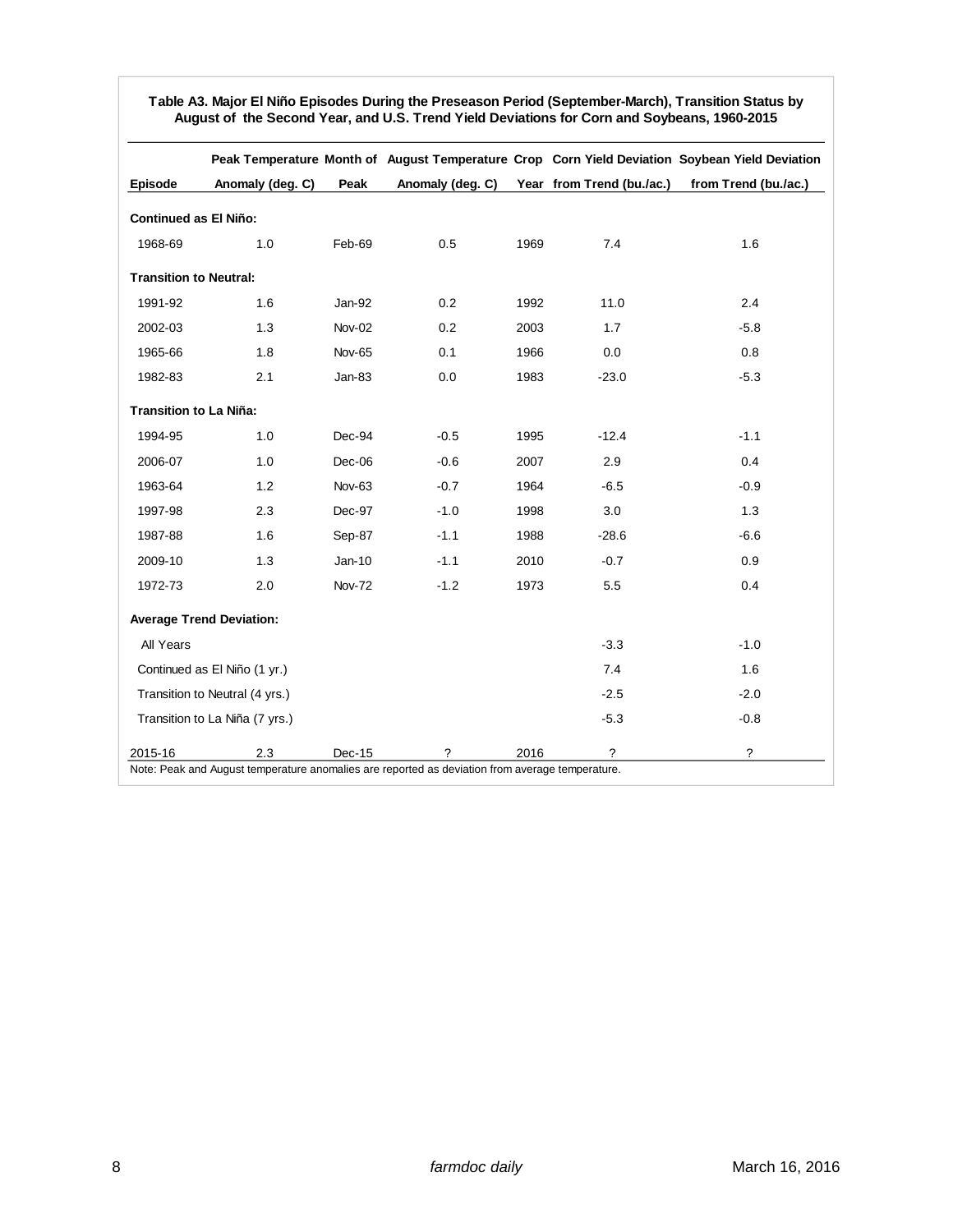**Table A3. Major El Niño Episodes During the Preseason Period (September-March), Transition Status by August of the Second Year, and U.S. Trend Yield Deviations for Corn and Soybeans, 1960-2015**

| Episode | Peak Temperature Anomaly (deg. C) | Month of Peak | August Temperature Anomaly (deg. C) | Crop Year | Corn Yield Deviation from Trend (bu./ac.) | Soybean Yield Deviation from Trend (bu./ac.) |
|---|---|---|---|---|---|---|
| **Continued as El Niño:** | | | | | | |
| 1968-69 | 1.0 | Feb-69 | 0.5 | 1969 | 7.4 | 1.6 |
| **Transition to Neutral:** | | | | | | |
| 1991-92 | 1.6 | Jan-92 | 0.2 | 1992 | 11.0 | 2.4 |
| 2002-03 | 1.3 | Nov-02 | 0.2 | 2003 | 1.7 | -5.8 |
| 1965-66 | 1.8 | Nov-65 | 0.1 | 1966 | 0.0 | 0.8 |
| 1982-83 | 2.1 | Jan-83 | 0.0 | 1983 | -23.0 | -5.3 |
| **Transition to La Niña:** | | | | | | |
| 1994-95 | 1.0 | Dec-94 | -0.5 | 1995 | -12.4 | -1.1 |
| 2006-07 | 1.0 | Dec-06 | -0.6 | 2007 | 2.9 | 0.4 |
| 1963-64 | 1.2 | Nov-63 | -0.7 | 1964 | -6.5 | -0.9 |
| 1997-98 | 2.3 | Dec-97 | -1.0 | 1998 | 3.0 | 1.3 |
| 1987-88 | 1.6 | Sep-87 | -1.1 | 1988 | -28.6 | -6.6 |
| 2009-10 | 1.3 | Jan-10 | -1.1 | 2010 | -0.7 | 0.9 |
| 1972-73 | 2.0 | Nov-72 | -1.2 | 1973 | 5.5 | 0.4 |
| **Average Trend Deviation:** | | | | | | |
| All Years | | | | | -3.3 | -1.0 |
| Continued as El Niño (1 yr.) | | | | | 7.4 | 1.6 |
| Transition to Neutral (4 yrs.) | | | | | -2.5 | -2.0 |
| Transition to La Niña (7 yrs.) | | | | | -5.3 | -0.8 |
| 2015-16 | 2.3 | Dec-15 | ? | 2016 | ? | ? |

Note: Peak and August temperature anomalies are reported as deviation from average temperature.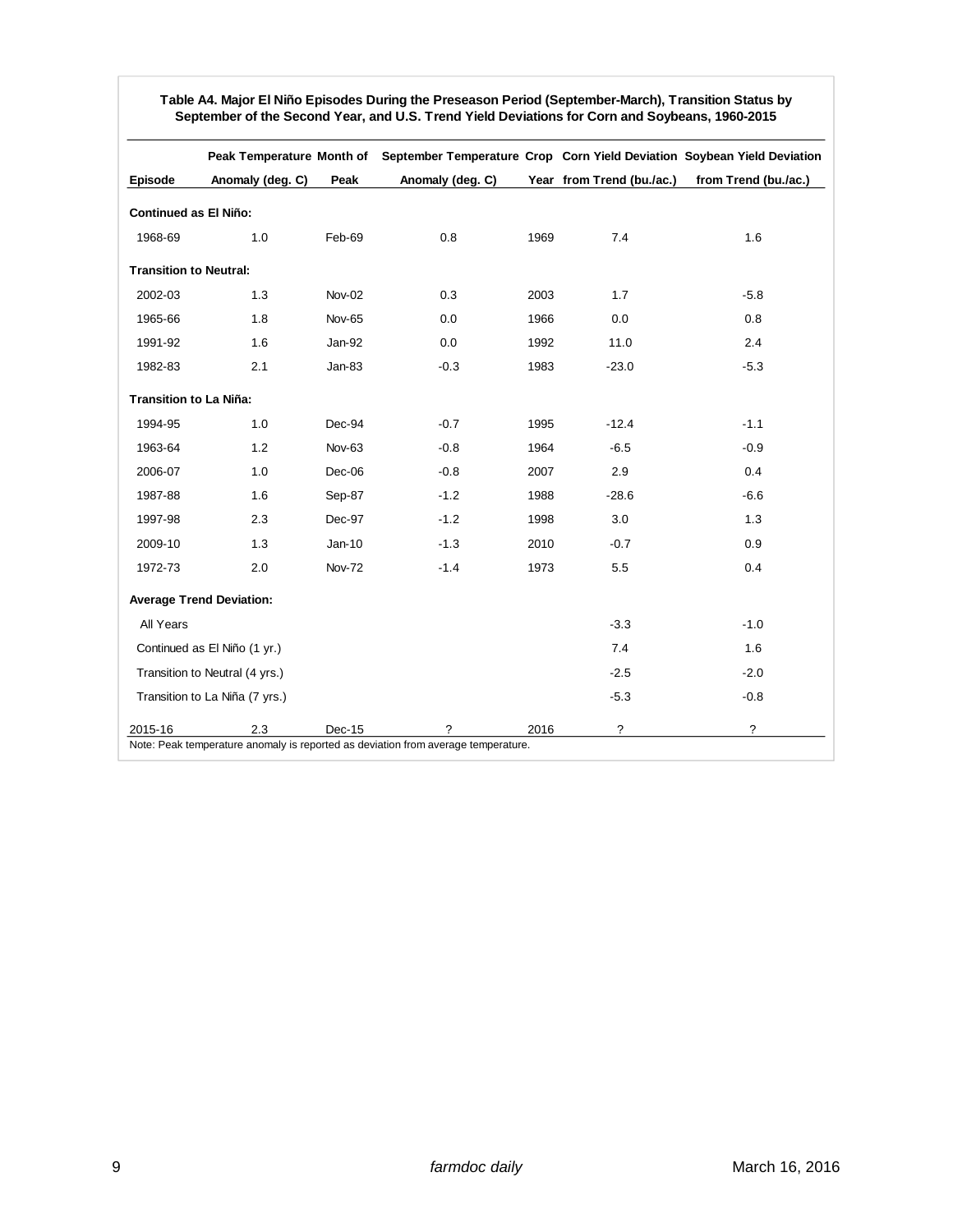**Table A4. Major El Niño Episodes During the Preseason Period (September-March), Transition Status by September of the Second Year, and U.S. Trend Yield Deviations for Corn and Soybeans, 1960-2015**

| Episode | Peak Temperature Anomaly (deg. C) | Month of Peak | September Temperature Anomaly (deg. C) | Crop Year | Corn Yield Deviation from Trend (bu./ac.) | Soybean Yield Deviation from Trend (bu./ac.) |
|---|---|---|---|---|---|---|
| **Continued as El Niño:** | | | | | | |
| 1968-69 | 1.0 | Feb-69 | 0.8 | 1969 | 7.4 | 1.6 |
| **Transition to Neutral:** | | | | | | |
| 2002-03 | 1.3 | Nov-02 | 0.3 | 2003 | 1.7 | -5.8 |
| 1965-66 | 1.8 | Nov-65 | 0.0 | 1966 | 0.0 | 0.8 |
| 1991-92 | 1.6 | Jan-92 | 0.0 | 1992 | 11.0 | 2.4 |
| 1982-83 | 2.1 | Jan-83 | -0.3 | 1983 | -23.0 | -5.3 |
| **Transition to La Niña:** | | | | | | |
| 1994-95 | 1.0 | Dec-94 | -0.7 | 1995 | -12.4 | -1.1 |
| 1963-64 | 1.2 | Nov-63 | -0.8 | 1964 | -6.5 | -0.9 |
| 2006-07 | 1.0 | Dec-06 | -0.8 | 2007 | 2.9 | 0.4 |
| 1987-88 | 1.6 | Sep-87 | -1.2 | 1988 | -28.6 | -6.6 |
| 1997-98 | 2.3 | Dec-97 | -1.2 | 1998 | 3.0 | 1.3 |
| 2009-10 | 1.3 | Jan-10 | -1.3 | 2010 | -0.7 | 0.9 |
| 1972-73 | 2.0 | Nov-72 | -1.4 | 1973 | 5.5 | 0.4 |
| **Average Trend Deviation:** | | | | | | |
| All Years | | | | | -3.3 | -1.0 |
| Continued as El Niño (1 yr.) | | | | | 7.4 | 1.6 |
| Transition to Neutral (4 yrs.) | | | | | -2.5 | -2.0 |
| Transition to La Niña (7 yrs.) | | | | | -5.3 | -0.8 |
| 2015-16 | 2.3 | Dec-15 | ? | 2016 | ? | ? |

Note: Peak temperature anomaly is reported as deviation from average temperature.